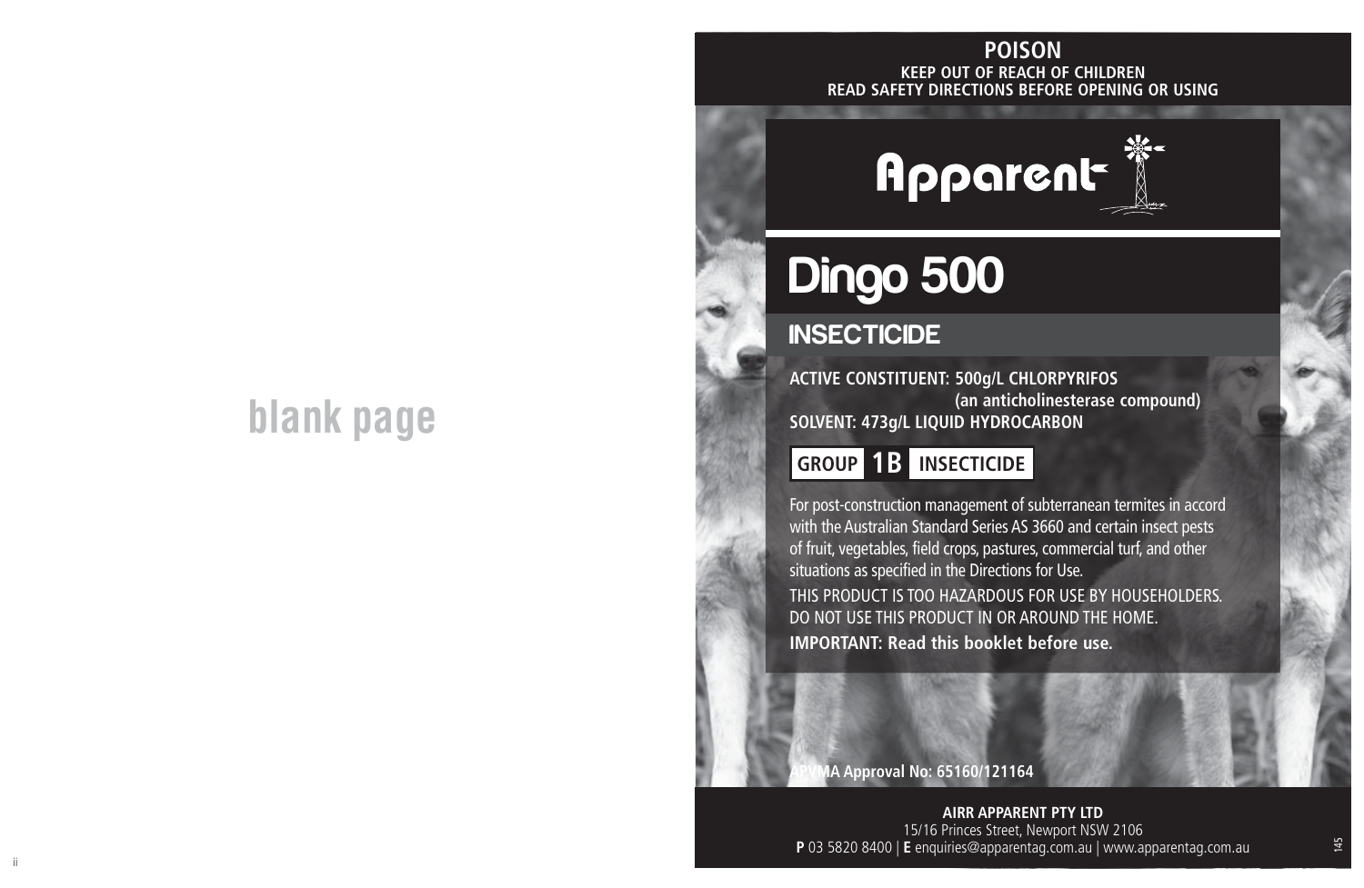blank page

**POISON**

**KEEP OUT OF REACH OF CHILDREN**

**READ SAFETY DIRECTIONS BEFORE OPENING OR USING**

Apparent

# Dingo 500

## INSECTICIDE

**ACTIVE CONSTITUENT: 500g/L CHLORPYRIFOS**
**(an anticholinesterase compound)**
**SOLVENT: 473g/L LIQUID HYDROCARBON**

**GROUP 1B INSECTICIDE**

For post-construction management of subterranean termites in accord with the Australian Standard Series AS 3660 and certain insect pests of fruit, vegetables, field crops, pastures, commercial turf, and other situations as specified in the Directions for Use.

THIS PRODUCT IS TOO HAZARDOUS FOR USE BY HOUSEHOLDERS. DO NOT USE THIS PRODUCT IN OR AROUND THE HOME.

**IMPORTANT: Read this booklet before use.**

**APVMA Approval No: 65160/121164**

**AIRR APPARENT PTY LTD**
15/16 Princes Street, Newport NSW 2106
**P** 03 5820 8400 | **E** enquiries@apparentag.com.au | www.apparentag.com.au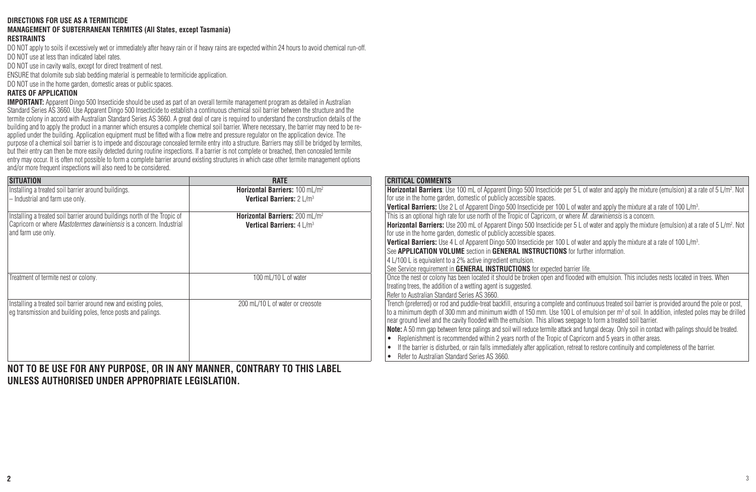## DIRECTIONS FOR USE AS A TERMITICIDE

### MANAGEMENT OF SUBTERRANEAN TERMITES (All States, except Tasmania)

### RESTRAINTS

DO NOT apply to soils if excessively wet or immediately after heavy rain or if heavy rains are expected within 24 hours to avoid chemical run-off.

DO NOT use at less than indicated label rates.

DO NOT use in cavity walls, except for direct treatment of nest.

ENSURE that dolomite sub slab bedding material is permeable to termiticide application.

DO NOT use in the home garden, domestic areas or public spaces.

### RATES OF APPLICATION

**IMPORTANT:** Apparent Dingo 500 Insecticide should be used as part of an overall termite management program as detailed in Australian Standard Series AS 3660. Use Apparent Dingo 500 Insecticide to establish a continuous chemical soil barrier between the structure and the termite colony in accord with Australian Standard Series AS 3660. A great deal of care is required to understand the construction details of the building and to apply the product in a manner which ensures a complete chemical soil barrier. Where necessary, the barrier may need to be re-applied under the building. Application equipment must be fitted with a flow metre and pressure regulator on the application device. The purpose of a chemical soil barrier is to impede and discourage concealed termite entry into a structure. Barriers may still be bridged by termites, but their entry can then be more easily detected during routine inspections. If a barrier is not complete or breached, then concealed termite entry may occur. It is often not possible to form a complete barrier around existing structures in which case other termite management options and/or more frequent inspections will also need to be considered.

| SITUATION | RATE | CRITICAL COMMENTS |
|---|---|---|
| Installing a treated soil barrier around buildings. – Industrial and farm use only. | **Horizontal Barriers:** 100 mL/m$^2$ **Vertical Barriers:** 2 L/m$^3$ | **Horizontal Barriers**: Use 100 mL of Apparent Dingo 500 Insecticide per 5 L of water and apply the mixture (emulsion) at a rate of 5 L/m$^2$. Not for use in the home garden, domestic of publicly accessible spaces. **Vertical Barriers:** Use 2 L of Apparent Dingo 500 Insecticide per 100 L of water and apply the mixture at a rate of 100 L/m$^3$. |
| Installing a treated soil barrier around buildings north of the Tropic of Capricorn or where *Mastotermes darwiniensis* is a concern. Industrial and farm use only. | **Horizontal Barriers:** 200 mL/m$^2$ **Vertical Barriers:** 4 L/m$^3$ | This is an optional high rate for use north of the Tropic of Capricorn, or where *M. darwiniensis* is a concern. **Horizontal Barriers:** Use 200 mL of Apparent Dingo 500 Insecticide per 5 L of water and apply the mixture (emulsion) at a rate of 5 L/m$^2$. Not for use in the home garden, domestic of publicly accessible spaces. **Vertical Barriers:** Use 4 L of Apparent Dingo 500 Insecticide per 100 L of water and apply the mixture at a rate of 100 L/m$^3$. See **APPLICATION VOLUME** section in **GENERAL INSTRUCTIONS** for further information. 4 L/100 L is equivalent to a 2% active ingredient emulsion. See Service requirement in **GENERAL INSTRUCTIONS** for expected barrier life. |
| Treatment of termite nest or colony. | 100 mL/10 L of water | Once the nest or colony has been located it should be broken open and flooded with emulsion. This includes nests located in trees. When treating trees, the addition of a wetting agent is suggested. Refer to Australian Standard Series AS 3660. |
| Installing a treated soil barrier around new and existing poles, eg transmission and building poles, fence posts and palings. | 200 mL/10 L of water or creosote | Trench (preferred) or rod and puddle-treat backfill, ensuring a complete and continuous treated soil barrier is provided around the pole or post, to a minimum depth of 300 mm and minimum width of 150 mm. Use 100 L of emulsion per m$^3$ of soil. In addition, infested poles may be drilled near ground level and the cavity flooded with the emulsion. This allows seepage to form a treated soil barrier. **Note:** A 50 mm gap between fence palings and soil will reduce termite attack and fungal decay. Only soil in contact with palings should be treated. • Replenishment is recommended within 2 years north of the Tropic of Capricorn and 5 years in other areas. • If the barrier is disturbed, or rain falls immediately after application, retreat to restore continuity and completeness of the barrier. • Refer to Australian Standard Series AS 3660. |

**NOT TO BE USE FOR ANY PURPOSE, OR IN ANY MANNER, CONTRARY TO THIS LABEL UNLESS AUTHORISED UNDER APPROPRIATE LEGISLATION.**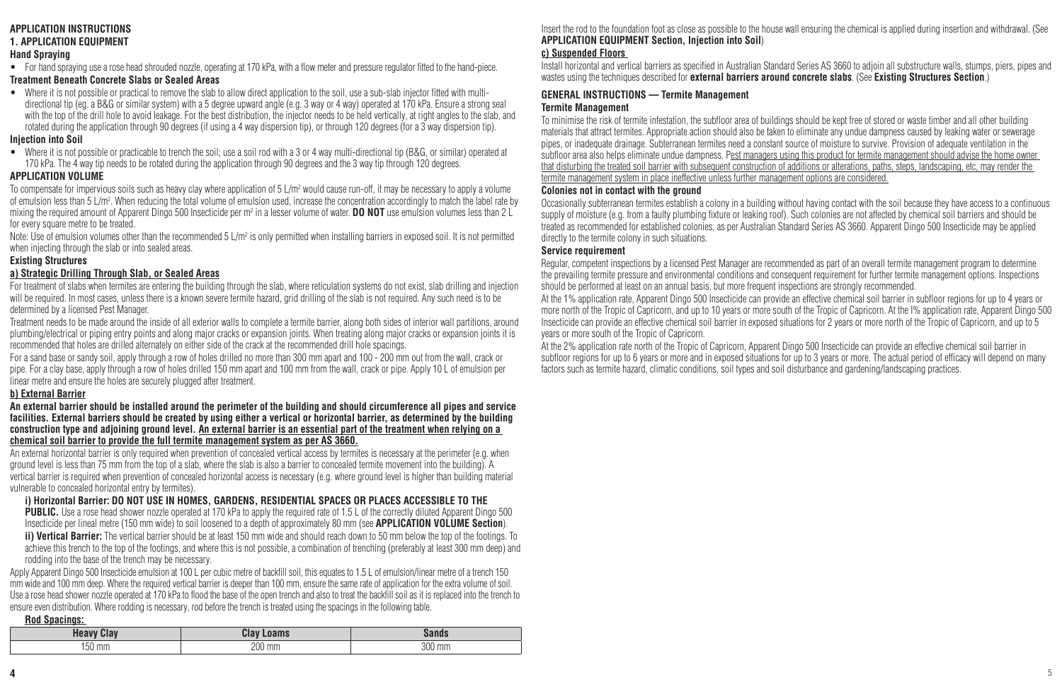## APPLICATION INSTRUCTIONS

### 1. APPLICATION EQUIPMENT

#### Hand Spraying

- For hand spraying use a rose head shrouded nozzle, operating at 170 kPa, with a flow meter and pressure regulator fitted to the hand-piece.

#### Treatment Beneath Concrete Slabs or Sealed Areas

- Where it is not possible or practical to remove the slab to allow direct application to the soil, use a sub-slab injector fitted with multi-directional tip (eg. a B&G or similar system) with a 5 degree upward angle (e.g. 3 way or 4 way) operated at 170 kPa. Ensure a strong seal with the top of the drill hole to avoid leakage. For the best distribution, the injector needs to be held vertically, at right angles to the slab, and rotated during the application through 90 degrees (if using a 4 way dispersion tip), or through 120 degrees (for a 3 way dispersion tip).

#### Injection into Soil

- Where it is not possible or practicable to trench the soil; use a soil rod with a 3 or 4 way multi-directional tip (B&G, or similar) operated at 170 kPa. The 4 way tip needs to be rotated during the application through 90 degrees and the 3 way tip through 120 degrees.

### APPLICATION VOLUME

To compensate for impervious soils such as heavy clay where application of 5 L/m² would cause run-off, it may be necessary to apply a volume of emulsion less than 5 L/m². When reducing the total volume of emulsion used, increase the concentration accordingly to match the label rate by mixing the required amount of Apparent Dingo 500 Insecticide per m² in a lesser volume of water. **DO NOT** use emulsion volumes less than 2 L for every square metre to be treated.

Note: Use of emulsion volumes other than the recommended 5 L/m² is only permitted when installing barriers in exposed soil. It is not permitted when injecting through the slab or into sealed areas.

### Existing Structures

#### a) Strategic Drilling Through Slab, or Sealed Areas

For treatment of slabs when termites are entering the building through the slab, where reticulation systems do not exist, slab drilling and injection will be required. In most cases, unless there is a known severe termite hazard, grid drilling of the slab is not required. Any such need is to be determined by a licensed Pest Manager.

Treatment needs to be made around the inside of all exterior walls to complete a termite barrier, along both sides of interior wall partitions, around plumbing/electrical or piping entry points and along major cracks or expansion joints. When treating along major cracks or expansion joints it is recommended that holes are drilled alternately on either side of the crack at the recommended drill hole spacings.

For a sand base or sandy soil, apply through a row of holes drilled no more than 300 mm apart and 100 - 200 mm out from the wall, crack or pipe. For a clay base, apply through a row of holes drilled 150 mm apart and 100 mm from the wall, crack or pipe. Apply 10 L of emulsion per linear metre and ensure the holes are securely plugged after treatment.

#### b) External Barrier

**An external barrier should be installed around the perimeter of the building and should circumference all pipes and service facilities. External barriers should be created by using either a vertical or horizontal barrier, as determined by the building construction type and adjoining ground level. An external barrier is an essential part of the treatment when relying on a chemical soil barrier to provide the full termite management system as per AS 3660.**

An external horizontal barrier is only required when prevention of concealed vertical access by termites is necessary at the perimeter (e.g. when ground level is less than 75 mm from the top of a slab, where the slab is also a barrier to concealed termite movement into the building). A vertical barrier is required when prevention of concealed horizontal access is necessary (e.g. where ground level is higher than building material vulnerable to concealed horizontal entry by termites).

**i) Horizontal Barrier: DO NOT USE IN HOMES, GARDENS, RESIDENTIAL SPACES OR PLACES ACCESSIBLE TO THE PUBLIC.** Use a rose head shower nozzle operated at 170 kPa to apply the required rate of 1.5 L of the correctly diluted Apparent Dingo 500 Insecticide per lineal metre (150 mm wide) to soil loosened to a depth of approximately 80 mm (see **APPLICATION VOLUME Section**).

**ii) Vertical Barrier:** The vertical barrier should be at least 150 mm wide and should reach down to 50 mm below the top of the footings. To achieve this trench to the top of the footings, and where this is not possible, a combination of trenching (preferably at least 300 mm deep) and rodding into the base of the trench may be necessary.

Apply Apparent Dingo 500 Insecticide emulsion at 100 L per cubic metre of backfill soil, this equates to 1.5 L of emulsion/linear metre of a trench 150 mm wide and 100 mm deep. Where the required vertical barrier is deeper than 100 mm, ensure the same rate of application for the extra volume of soil. Use a rose head shower nozzle operated at 170 kPa to flood the base of the open trench and also to treat the backfill soil as it is replaced into the trench to ensure even distribution. Where rodding is necessary, rod before the trench is treated using the spacings in the following table.

**Rod Spacings:**

| Heavy Clay | Clay Loams | Sands |
|---|---|---|
| 150 mm | 200 mm | 300 mm |

Insert the rod to the foundation foot as close as possible to the house wall ensuring the chemical is applied during insertion and withdrawal. (See **APPLICATION EQUIPMENT Section, Injection into Soil**)

#### c) Suspended Floors

Install horizontal and vertical barriers as specified in Australian Standard Series AS 3660 to adjoin all substructure walls, stumps, piers, pipes and wastes using the techniques described for **external barriers around concrete slabs**. (See **Existing Structures Section**.)

### GENERAL INSTRUCTIONS — Termite Management

#### Termite Management

To minimise the risk of termite infestation, the subfloor area of buildings should be kept free of stored or waste timber and all other building materials that attract termites. Appropriate action should also be taken to eliminate any undue dampness caused by leaking water or sewerage pipes, or inadequate drainage. Subterranean termites need a constant source of moisture to survive. Provision of adequate ventilation in the subfloor area also helps eliminate undue dampness. Pest managers using this product for termite management should advise the home owner that disturbing the treated soil barrier with subsequent construction of additions or alterations, paths, steps, landscaping, etc, may render the termite management system in place ineffective unless further management options are considered.

#### Colonies not in contact with the ground

Occasionally subterranean termites establish a colony in a building without having contact with the soil because they have access to a continuous supply of moisture (e.g. from a faulty plumbing fixture or leaking roof). Such colonies are not affected by chemical soil barriers and should be treated as recommended for established colonies, as per Australian Standard Series AS 3660. Apparent Dingo 500 Insecticide may be applied directly to the termite colony in such situations.

#### Service requirement

Regular, competent inspections by a licensed Pest Manager are recommended as part of an overall termite management program to determine the prevailing termite pressure and environmental conditions and consequent requirement for further termite management options. Inspections should be performed at least on an annual basis, but more frequent inspections are strongly recommended.

At the 1% application rate, Apparent Dingo 500 Insecticide can provide an effective chemical soil barrier in subfloor regions for up to 4 years or more north of the Tropic of Capricorn, and up to 10 years or more south of the Tropic of Capricorn. At the I% application rate, Apparent Dingo 500 Insecticide can provide an effective chemical soil barrier in exposed situations for 2 years or more north of the Tropic of Capricorn, and up to 5 years or more south of the Tropic of Capricorn.

At the 2% application rate north of the Tropic of Capricorn, Apparent Dingo 500 Insecticide can provide an effective chemical soil barrier in subfloor regions for up to 6 years or more and in exposed situations for up to 3 years or more. The actual period of efficacy will depend on many factors such as termite hazard, climatic conditions, soil types and soil disturbance and gardening/landscaping practices.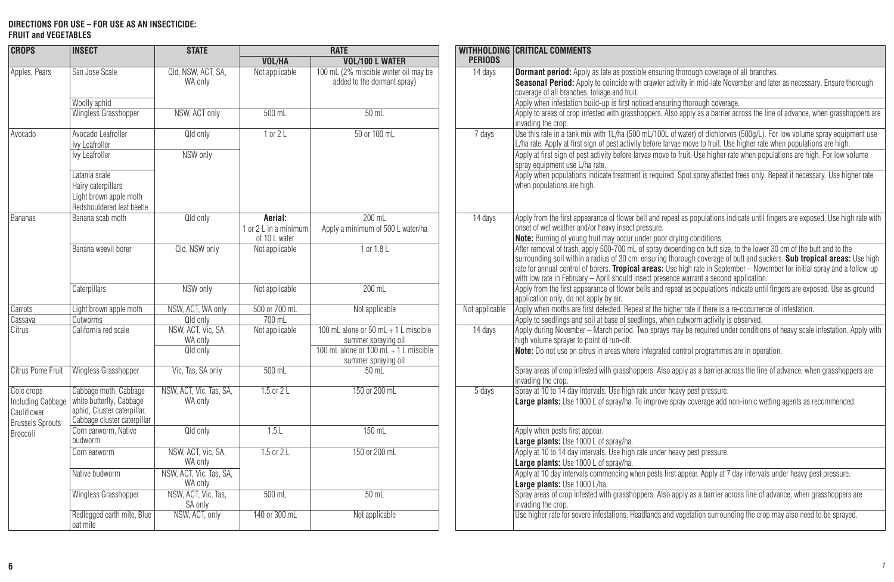**DIRECTIONS FOR USE – FOR USE AS AN INSECTICIDE:**
**FRUIT and VEGETABLES**

| CROPS | INSECT | STATE | RATE | | WITHHOLDING PERIODS | CRITICAL COMMENTS |
|---|---|---|---|---|---|---|
| | | | VOL/HA | VOL/100 L WATER | | |
| Apples, Pears | San Jose Scale | Qld, NSW, ACT, SA, WA only | Not applicable | 100 mL (2% miscible winter oil may be added to the dormant spray) | 14 days | **Dormant period:** Apply as late as possible ensuring thorough coverage of all branches. **Seasonal Period:** Apply to coincide with crawler activity in mid-late November and later as necessary. Ensure thorough coverage of all branches, foliage and fruit. |
| | Woolly aphid | | | | | Apply when infestation build-up is first noticed ensuring thorough coverage. |
| | Wingless Grasshopper | NSW, ACT only | 500 mL | 50 mL | | Apply to areas of crop infested with grasshoppers. Also apply as a barrier across the line of advance, when grasshoppers are invading the crop. |
| Avocado | Avocado Leafroller Ivy Leafroller | Qld only | 1 or 2 L | 50 or 100 mL | 7 days | Use this rate in a tank mix with 1L/ha (500 mL/100L of water) of dichlorvos (500g/L). For low volume spray equipment use L/ha rate. Apply at first sign of pest activity before larvae move to fruit. Use higher rate when populations are high. |
| | Ivy Leafroller | NSW only | | | | Apply at first sign of pest activity before larvae move to fruit. Use higher rate when populations are high. For low volume spray equipment use L/ha rate. |
| | Latania scale Hairy caterpillars Light brown apple moth Redshouldered leaf beetle | | | | | Apply when populations indicate treatment is required. Spot spray affected trees only. Repeat if necessary. Use higher rate when populations are high. |
| Bananas | Banana scab moth | Qld only | **Aerial:** 1 or 2 L in a minimum of 10 L water | 200 mL Apply a minimum of 500 L water/ha | 14 days | Apply from the first appearance of flower bell and repeat as populations indicate until fingers are exposed. Use high rate with onset of wet weather and/or heavy insect pressure. **Note:** Burning of young fruit may occur under poor drying conditions. |
| | Banana weevil borer | Qld, NSW only | Not applicable | 1 or 1.8 L | | After removal of trash, apply 500-700 mL of spray depending on butt size, to the lower 30 cm of the butt and to the surrounding soil within a radius of 30 cm, ensuring thorough coverage of butt and suckers. **Sub tropical areas:** Use high rate for annual control of borers. **Tropical areas:** Use high rate in September – November for initial spray and a follow-up with low rate in February – April should insect presence warrant a second application. |
| | Caterpillars | NSW only | Not applicable | 200 mL | | Apply from the first appearance of flower bells and repeat as populations indicate until fingers are exposed. Use as ground application only, do not apply by air. |
| Carrots | Light brown apple moth | NSW, ACT, WA only | 500 or 700 mL | Not applicable | Not applicable | Apply when moths are first detected. Repeat at the higher rate if there is a re-occurrence of infestation. |
| Cassava | Cutworms | Qld only | 700 mL | | | Apply to seedlings and soil at base of seedlings, when cutworm activity is observed. |
| Citrus | California red scale | NSW, ACT, Vic, SA, WA only | Not applicable | 100 mL alone or 50 mL + 1 L miscible summer spraying oil | 14 days | Apply during November – March period. Two sprays may be required under conditions of heavy scale infestation. Apply with high volume sprayer to point of run-off. **Note:** Do not use on citrus in areas where integrated control programmes are in operation. |
| | | Qld only | | 100 mL alone or 100 mL + 1 L miscible summer spraying oil | | |
| Citrus Pome Fruit | Wingless Grasshopper | Vic, Tas, SA only | 500 mL | 50 mL | | Spray areas of crop infested with grasshoppers. Also apply as a barrier across the line of advance, when grasshoppers are invading the crop. |
| Cole crops Including Cabbage Cauliflower Brussels Sprouts Broccoli | Cabbage moth, Cabbage white butterfly, Cabbage aphid, Cluster caterpillar, Cabbage cluster caterpillar | NSW, ACT, Vic, Tas, SA, WA only | 1.5 or 2 L | 150 or 200 mL | 5 days | Spray at 10 to 14 day intervals. Use high rate under heavy pest pressure. **Large plants:** Use 1000 L of spray/ha. To improve spray coverage add non-ionic wetting agents as recommended. |
| | Corn earworm, Native budworm | Qld only | 1.5 L | 150 mL | | Apply when pests first appear. **Large plants:** Use 1000 L of spray/ha. |
| | Corn earworm | NSW, ACT, Vic, SA, WA only | 1.5 or 2 L | 150 or 200 mL | | Apply at 10 to 14 day intervals. Use high rate under heavy pest pressure. **Large plants:** Use 1000 L of spray/ha. |
| | Native budworm | NSW, ACT, Vic, Tas, SA, WA only | | | | Apply at 10 day intervals commencing when pests first appear. Apply at 7 day intervals under heavy pest pressure. **Large plants:** Use 1000 L/ha. |
| | Wingless Grasshopper | NSW, ACT, Vic, Tas, SA only | 500 mL | 50 mL | | Spray areas of crop infested with grasshoppers. Also apply as a barrier across line of advance, when grasshoppers are invading the crop. |
| | Redlegged earth mite, Blue oat mite | NSW, ACT, only | 140 or 300 mL | Not applicable | | Use higher rate for severe infestations. Headlands and vegetation surrounding the crop may also need to be sprayed. |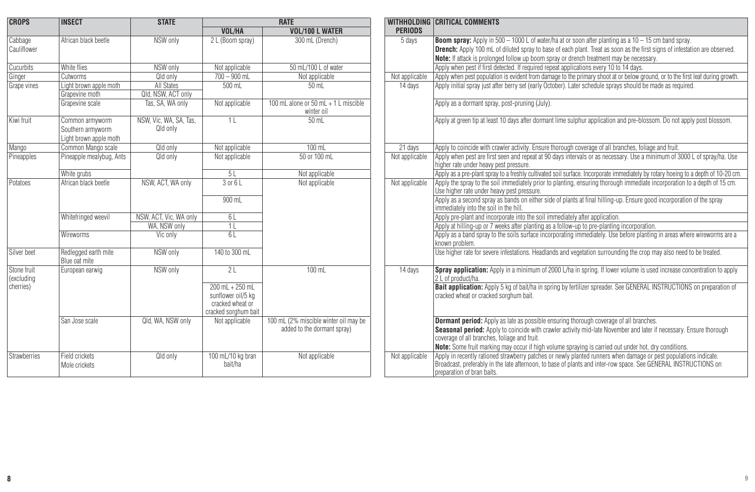| CROPS | INSECT | STATE | RATE | | WITHHOLDING PERIODS | CRITICAL COMMENTS |
|---|---|---|---|---|---|---|
| | | | VOL/HA | VOL/100 L WATER | | |
| Cabbage Cauliflower | African black beetle | NSW only | 2 L (Boom spray) | 300 mL (Drench) | 5 days | **Boom spray:** Apply in 500 – 1000 L of water/ha at or soon after planting as a 10 – 15 cm band spray. **Drench:** Apply 100 mL of diluted spray to base of each plant. Treat as soon as the first signs of infestation are observed. **Note:** If attack is prolonged follow up boom spray or drench treatment may be necessary. |
| Cucurbits | White flies | NSW only | Not applicable | 50 mL/100 L of water | | Apply when pest if first detected. If required repeat applications every 10 to 14 days. |
| Ginger | Cutworms | Qld only | 700 – 900 mL | Not applicable | Not applicable | Apply when pest population is evident from damage to the primary shoot at or below ground, or to the first leaf during growth. |
| Grape vines | Light brown apple moth | All States | 500 mL | 50 mL | 14 days | Apply initial spray just after berry set (early October). Later schedule sprays should be made as required. |
| | Grapevine moth | Qld, NSW, ACT only | | | | |
| | Grapevine scale | Tas, SA, WA only | Not applicable | 100 mL alone or 50 mL + 1 L miscible winter oil | | Apply as a dormant spray, post-pruning (July). |
| Kiwi fruit | Common armyworm Southern armyworm Light brown apple moth | NSW, Vic, WA, SA, Tas, Qld only | 1 L | 50 mL | | Apply at green tip at least 10 days after dormant lime sulphur application and pre-blossom. Do not apply post blossom. |
| Mango | Common Mango scale | Qld only | Not applicable | 100 mL | 21 days | Apply to coincide with crawler activity. Ensure thorough coverage of all branches, foliage and fruit. |
| Pineapples | Pineapple mealybug, Ants | Qld only | Not applicable | 50 or 100 mL | Not applicable | Apply when pest are first seen and repeat at 90 days intervals or as necessary. Use a minimum of 3000 L of spray/ha. Use higher rate under heavy pest pressure. |
| | White grubs | | 5 L | Not applicable | | Apply as a pre-plant spray to a freshly cultivated soil surface. Incorporate immediately by rotary hoeing to a depth of 10-20 cm. |
| Potatoes | African black beetle | NSW, ACT, WA only | 3 or 6 L | Not applicable | Not applicable | Apply the spray to the soil immediately prior to planting, ensuring thorough immediate incorporation to a depth of 15 cm. Use higher rate under heavy pest pressure. |
| | | | 900 mL | | | Apply as a second spray as bands on either side of plants at final hilling-up. Ensure good incorporation of the spray immediately into the soil in the hill. |
| | Whitefringed weevil | NSW, ACT, Vic, WA only | 6 L | | | Apply pre-plant and incorporate into the soil immediately after application. |
| | | WA, NSW only | 1 L | | | Apply at hilling-up or 7 weeks after planting as a follow-up to pre-planting incorporation. |
| | Wireworms | Vic only | 6 L | | | Apply as a band spray to the soils surface incorporating immediately. Use before planting in areas where wireworms are a known problem. |
| Silver beet | Redlegged earth mite Blue oat mite | NSW only | 140 to 300 mL | | | Use higher rate for severe infestations. Headlands and vegetation surrounding the crop may also need to be treated. |
| Stone fruit (excluding cherries) | European earwig | NSW only | 2 L | 100 mL | 14 days | **Spray application:** Apply in a minimum of 2000 L/ha in spring. If lower volume is used increase concentration to apply 2 L of product/ha. |
| | | | 200 mL + 250 mL sunflower oil/5 kg cracked wheat or cracked sorghum bait | | | **Bait application:** Apply 5 kg of bait/ha in spring by fertilizer spreader. See GENERAL INSTRUCTIONS on preparation of cracked wheat or cracked sorghum bait. |
| | San Jose scale | Qld, WA, NSW only | Not applicable | 100 mL (2% miscible winter oil may be added to the dormant spray) | | **Dormant period:** Apply as late as possible ensuring thorough coverage of all branches. **Seasonal period:** Apply to coincide with crawler activity mid-late November and later if necessary. Ensure thorough coverage of all branches, foliage and fruit. **Note:** Some fruit marking may occur if high volume spraying is carried out under hot, dry conditions. |
| Strawberries | Field crickets Mole crickets | Qld only | 100 mL/10 kg bran bait/ha | Not applicable | Not applicable | Apply in recently rationed strawberry patches or newly planted runners when damage or pest populations indicate. Broadcast, preferably in the late afternoon, to base of plants and inter-row space. See GENERAL INSTRUCTIONS on preparation of bran baits. |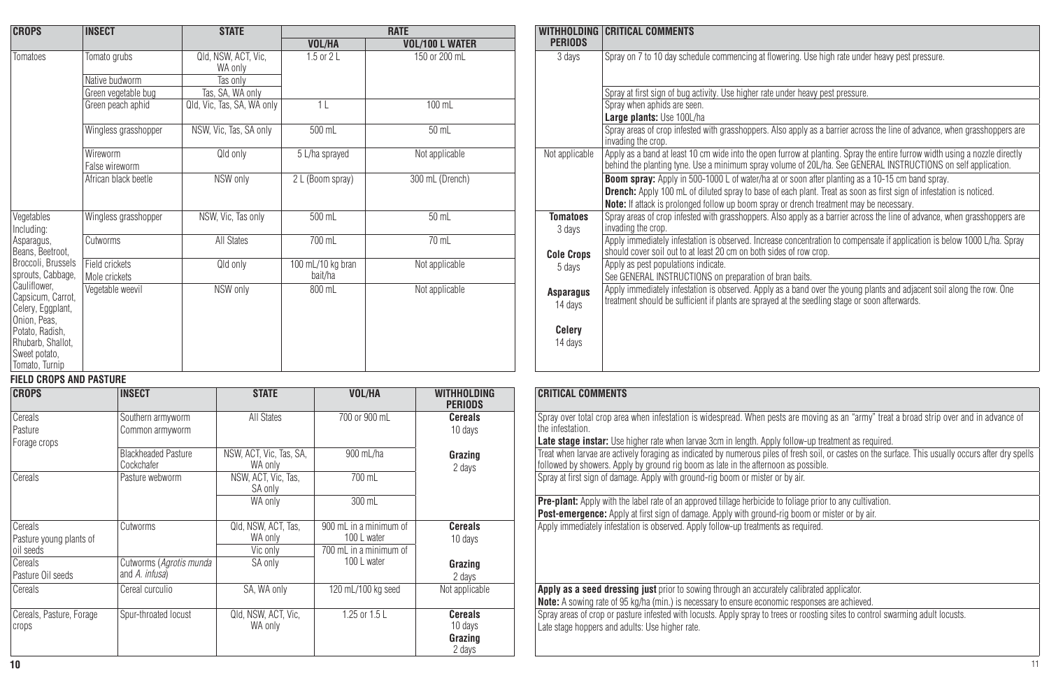| CROPS | INSECT | STATE | RATE | | WITHHOLDING PERIODS | CRITICAL COMMENTS |
|---|---|---|---|---|---|---|
| | | | VOL/HA | VOL/100 L WATER | | |
| Tomatoes | Tomato grubs | Qld, NSW, ACT, Vic, WA only | 1.5 or 2 L | 150 or 200 mL | 3 days | Spray on 7 to 10 day schedule commencing at flowering. Use high rate under heavy pest pressure. |
| | Native budworm | Tas only | | | | |
| | Green vegetable bug | Tas, SA, WA only | | | | Spray at first sign of bug activity. Use higher rate under heavy pest pressure. |
| | Green peach aphid | Qld, Vic, Tas, SA, WA only | 1 L | 100 mL | | Spray when aphids are seen. **Large plants:** Use 100L/ha |
| | Wingless grasshopper | NSW, Vic, Tas, SA only | 500 mL | 50 mL | | Spray areas of crop infested with grasshoppers. Also apply as a barrier across the line of advance, when grasshoppers are invading the crop. |
| | Wireworm False wireworm | Qld only | 5 L/ha sprayed | Not applicable | Not applicable | Apply as a band at least 10 cm wide into the open furrow at planting. Spray the entire furrow width using a nozzle directly behind the planting tyne. Use a minimum spray volume of 20L/ha. See GENERAL INSTRUCTIONS on self application. |
| | African black beetle | NSW only | 2 L (Boom spray) | 300 mL (Drench) | | **Boom spray:** Apply in 500-1000 L of water/ha at or soon after planting as a 10-15 cm band spray. **Drench:** Apply 100 mL of diluted spray to base of each plant. Treat as soon as first sign of infestation is noticed. **Note:** If attack is prolonged follow up boom spray or drench treatment may be necessary. |
| Vegetables Including: Asparagus, Beans, Beetroot, Broccoli, Brussels sprouts, Cabbage, Cauliflower, Capsicum, Carrot, Celery, Eggplant, Onion, Peas, Potato, Radish, Rhubarb, Shallot, Sweet potato, Tomato, Turnip | Wingless grasshopper | NSW, Vic, Tas only | 500 mL | 50 mL | **Tomatoes** 3 days **Cole Crops** 5 days **Asparagus** 14 days **Celery** 14 days | Spray areas of crop infested with grasshoppers. Also apply as a barrier across the line of advance, when grasshoppers are invading the crop. |
| | Cutworms | All States | 700 mL | 70 mL | | Apply immediately infestation is observed. Increase concentration to compensate if application is below 1000 L/ha. Spray should cover soil out to at least 20 cm on both sides of row crop. |
| | Field crickets Mole crickets | Qld only | 100 mL/10 kg bran bait/ha | Not applicable | | Apply as pest populations indicate. See GENERAL INSTRUCTIONS on preparation of bran baits. |
| | Vegetable weevil | NSW only | 800 mL | Not applicable | | Apply immediately infestation is observed. Apply as a band over the young plants and adjacent soil along the row. One treatment should be sufficient if plants are sprayed at the seedling stage or soon afterwards. |

**FIELD CROPS AND PASTURE**

| CROPS | INSECT | STATE | VOL/HA | WITHHOLDING PERIODS | CRITICAL COMMENTS |
|---|---|---|---|---|---|
| Cereals Pasture Forage crops | Southern armyworm Common armyworm | All States | 700 or 900 mL | **Cereals** 10 days **Grazing** 2 days | Spray over total crop area when infestation is widespread. When pests are moving as an "army" treat a broad strip over and in advance of the infestation. **Late stage instar:** Use higher rate when larvae 3cm in length. Apply follow-up treatment as required. |
| | Blackheaded Pasture Cockchafer | NSW, ACT, Vic, Tas, SA, WA only | 900 mL/ha | | Treat when larvae are actively foraging as indicated by numerous piles of fresh soil, or castes on the surface. This usually occurs after dry spells followed by showers. Apply by ground rig boom as late in the afternoon as possible. |
| Cereals | Pasture webworm | NSW, ACT, Vic, Tas, SA only | 700 mL | | Spray at first sign of damage. Apply with ground-rig boom or mister or by air. |
| | | WA only | 300 mL | | **Pre-plant:** Apply with the label rate of an approved tillage herbicide to foliage prior to any cultivation. **Post-emergence:** Apply at first sign of damage. Apply with ground-rig boom or mister or by air. |
| Cereals Pasture young plants of oil seeds | Cutworms | Qld, NSW, ACT, Tas, WA only | 900 mL in a minimum of 100 L water | **Cereals** 10 days **Grazing** 2 days | Apply immediately infestation is observed. Apply follow-up treatments as required. |
| | | Vic only | 700 mL in a minimum of 100 L water | | |
| Cereals Pasture Oil seeds | Cutworms (*Agrotis munda* and *A. infusa*) | SA only | | | |
| Cereals | Cereal curculio | SA, WA only | 120 mL/100 kg seed | Not applicable | **Apply as a seed dressing just** prior to sowing through an accurately calibrated applicator. **Note:** A sowing rate of 95 kg/ha (min.) is necessary to ensure economic responses are achieved. |
| Cereals, Pasture, Forage crops | Spur-throated locust | Qld, NSW, ACT, Vic, WA only | 1.25 or 1.5 L | **Cereals** 10 days **Grazing** 2 days | Spray areas of crop or pasture infested with locusts. Apply spray to trees or roosting sites to control swarming adult locusts. Late stage hoppers and adults: Use higher rate. |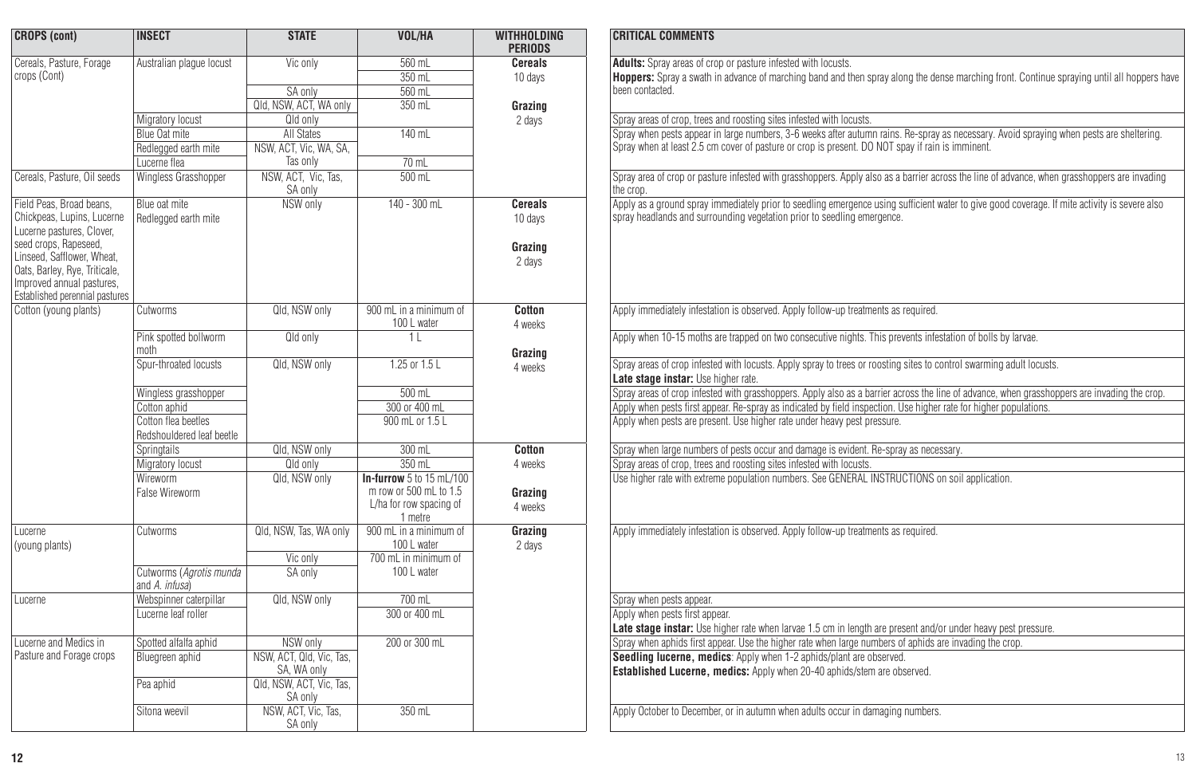| CROPS (cont) | INSECT | STATE | VOL/HA | WITHHOLDING PERIODS | CRITICAL COMMENTS |
|---|---|---|---|---|---|
| Cereals, Pasture, Forage crops (Cont) | Australian plague locust | Vic only | 560 mL<br>350 mL | **Cereals**<br>10 days<br><br>**Grazing**<br>2 days | **Adults:** Spray areas of crop or pasture infested with locusts.<br>**Hoppers:** Spray a swath in advance of marching band and then spray along the dense marching front. Continue spraying until all hoppers have been contacted. |
| | | SA only | 560 mL | | |
| | | Qld, NSW, ACT, WA only | 350 mL | | |
| | Migratory locust | Qld only | | | Spray areas of crop, trees and roosting sites infested with locusts. |
| | Blue Oat mite | All States | 140 mL | | Spray when pests appear in large numbers, 3-6 weeks after autumn rains. Re-spray as necessary. Avoid spraying when pests are sheltering. Spray when at least 2.5 cm cover of pasture or crop is present. DO NOT spay if rain is imminent. |
| | Redlegged earth mite | NSW, ACT, Vic, WA, SA, Tas only | | | |
| | Lucerne flea | | 70 mL | | |
| Cereals, Pasture, Oil seeds | Wingless Grasshopper | NSW, ACT, Vic, Tas, SA only | 500 mL | | Spray area of crop or pasture infested with grasshoppers. Apply also as a barrier across the line of advance, when grasshoppers are invading the crop. |
| Field Peas, Broad beans, Chickpeas, Lupins, Lucerne Lucerne pastures, Clover, seed crops, Rapeseed, Linseed, Safflower, Wheat, Oats, Barley, Rye, Triticale, Improved annual pastures, Established perennial pastures | Blue oat mite<br>Redlegged earth mite | NSW only | 140 - 300 mL | **Cereals**<br>10 days<br><br>**Grazing**<br>2 days | Apply as a ground spray immediately prior to seedling emergence using sufficient water to give good coverage. If mite activity is severe also spray headlands and surrounding vegetation prior to seedling emergence. |
| Cotton (young plants) | Cutworms | Qld, NSW only | 900 mL in a minimum of 100 L water | **Cotton**<br>4 weeks<br><br>**Grazing**<br>4 weeks | Apply immediately infestation is observed. Apply follow-up treatments as required. |
| | Pink spotted bollworm moth | Qld only | 1 L | | Apply when 10-15 moths are trapped on two consecutive nights. This prevents infestation of bolls by larvae. |
| | Spur-throated locusts | Qld, NSW only | 1.25 or 1.5 L | | Spray areas of crop infested with locusts. Apply spray to trees or roosting sites to control swarming adult locusts.<br>**Late stage instar:** Use higher rate. |
| | Wingless grasshopper | | 500 mL | | Spray areas of crop infested with grasshoppers. Apply also as a barrier across the line of advance, when grasshoppers are invading the crop. |
| | Cotton aphid | | 300 or 400 mL | | Apply when pests first appear. Re-spray as indicated by field inspection. Use higher rate for higher populations. |
| | Cotton flea beetles<br>Redshouldered leaf beetle | | 900 mL or 1.5 L | | Apply when pests are present. Use higher rate under heavy pest pressure. |
| | Springtails | Qld, NSW only | 300 mL | **Cotton**<br>4 weeks<br><br>**Grazing**<br>4 weeks | Spray when large numbers of pests occur and damage is evident. Re-spray as necessary. |
| | Migratory locust | Qld only | 350 mL | | Spray areas of crop, trees and roosting sites infested with locusts. |
| | Wireworm<br>False Wireworm | Qld, NSW only | **In-furrow** 5 to 15 mL/100 m row or 500 mL to 1.5 L/ha for row spacing of 1 metre | | Use higher rate with extreme population numbers. See GENERAL INSTRUCTIONS on soil application. |
| Lucerne (young plants) | Cutworms | Qld, NSW, Tas, WA only | 900 mL in a minimum of 100 L water | **Grazing**<br>2 days | Apply immediately infestation is observed. Apply follow-up treatments as required. |
| | | Vic only | 700 mL in minimum of 100 L water | | |
| | Cutworms (*Agrotis munda* and *A. infusa*) | SA only | | | |
| Lucerne | Webspinner caterpillar | Qld, NSW only | 700 mL | | Spray when pests appear. |
| | Lucerne leaf roller | | 300 or 400 mL | | Apply when pests first appear.<br>**Late stage instar:** Use higher rate when larvae 1.5 cm in length are present and/or under heavy pest pressure. |
| Lucerne and Medics in Pasture and Forage crops | Spotted alfalfa aphid | NSW only | 200 or 300 mL | | Spray when aphids first appear. Use the higher rate when large numbers of aphids are invading the crop. |
| | Bluegreen aphid | NSW, ACT, Qld, Vic, Tas, SA, WA only | | | **Seedling lucerne, medics**: Apply when 1-2 aphids/plant are observed.<br>**Established Lucerne, medics:** Apply when 20-40 aphids/stem are observed. |
| | Pea aphid | Qld, NSW, ACT, Vic, Tas, SA only | | | |
| | Sitona weevil | NSW, ACT, Vic, Tas, SA only | 350 mL | | Apply October to December, or in autumn when adults occur in damaging numbers. |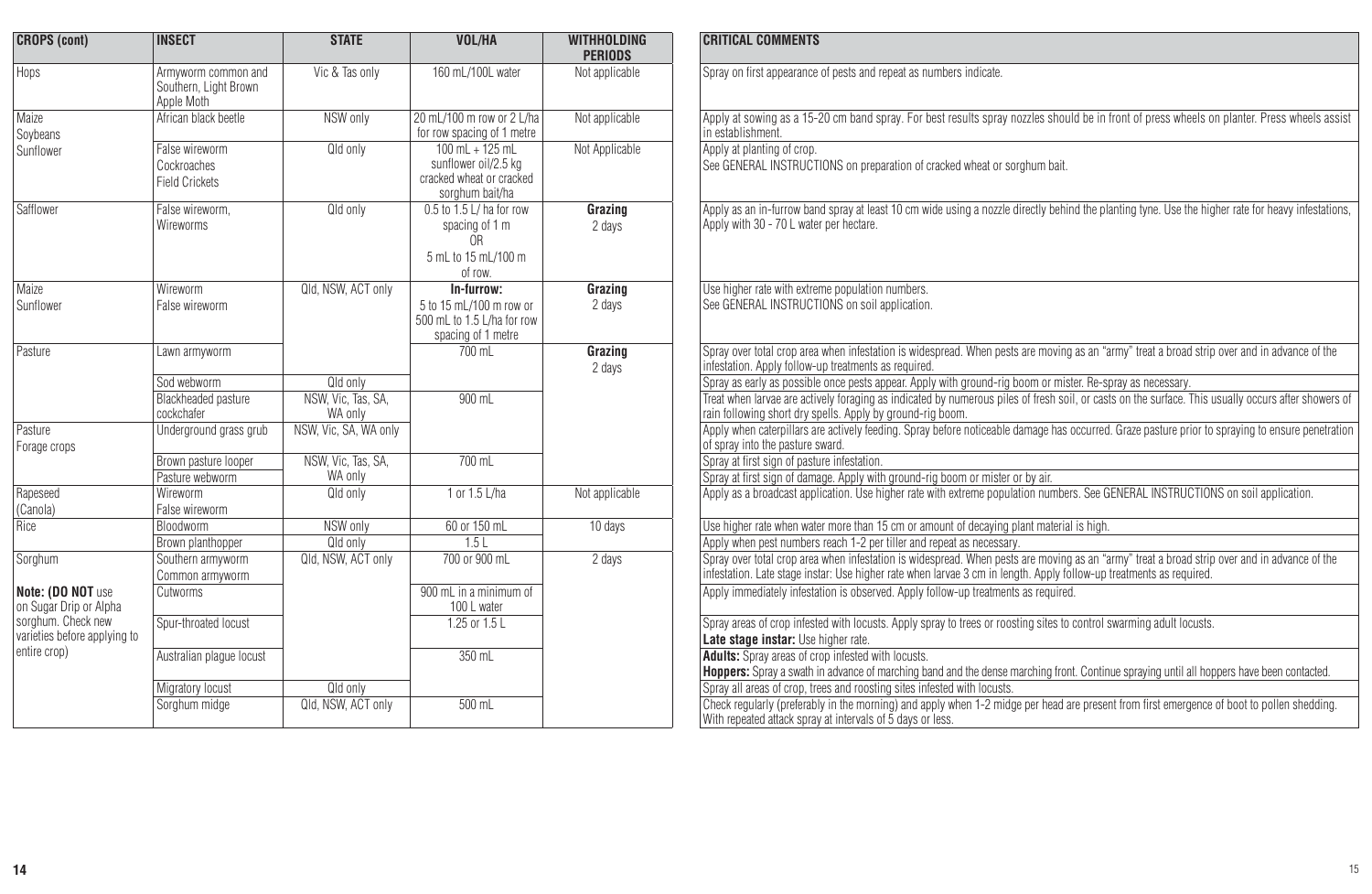| CROPS (cont) | INSECT | STATE | VOL/HA | WITHHOLDING PERIODS | CRITICAL COMMENTS |
|---|---|---|---|---|---|
| Hops | Armyworm common and Southern, Light Brown Apple Moth | Vic & Tas only | 160 mL/100L water | Not applicable | Spray on first appearance of pests and repeat as numbers indicate. |
| Maize Soybeans | African black beetle | NSW only | 20 mL/100 m row or 2 L/ha for row spacing of 1 metre | Not applicable | Apply at sowing as a 15-20 cm band spray. For best results spray nozzles should be in front of press wheels on planter. Press wheels assist in establishment. |
| Sunflower | False wireworm Cockroaches Field Crickets | Qld only | 100 mL + 125 mL sunflower oil/2.5 kg cracked wheat or cracked sorghum bait/ha | Not Applicable | Apply at planting of crop. See GENERAL INSTRUCTIONS on preparation of cracked wheat or sorghum bait. |
| Safflower | False wireworm, Wireworms | Qld only | 0.5 to 1.5 L/ ha for row spacing of 1 m OR 5 mL to 15 mL/100 m of row. | **Grazing** 2 days | Apply as an in-furrow band spray at least 10 cm wide using a nozzle directly behind the planting tyne. Use the higher rate for heavy infestations, Apply with 30 - 70 L water per hectare. |
| Maize Sunflower | Wireworm False wireworm | Qld, NSW, ACT only | **In-furrow:** 5 to 15 mL/100 m row or 500 mL to 1.5 L/ha for row spacing of 1 metre | **Grazing** 2 days | Use higher rate with extreme population numbers. See GENERAL INSTRUCTIONS on soil application. |
| Pasture | Lawn armyworm | | 700 mL | **Grazing** 2 days | Spray over total crop area when infestation is widespread. When pests are moving as an "army" treat a broad strip over and in advance of the infestation. Apply follow-up treatments as required. |
| | Sod webworm | Qld only | | | Spray as early as possible once pests appear. Apply with ground-rig boom or mister. Re-spray as necessary. |
| | Blackheaded pasture cockchafer | NSW, Vic, Tas, SA, WA only | 900 mL | | Treat when larvae are actively foraging as indicated by numerous piles of fresh soil, or casts on the surface. This usually occurs after showers of rain following short dry spells. Apply by ground-rig boom. |
| Pasture Forage crops | Underground grass grub | NSW, Vic, SA, WA only | | | Apply when caterpillars are actively feeding. Spray before noticeable damage has occurred. Graze pasture prior to spraying to ensure penetration of spray into the pasture sward. |
| | Brown pasture looper | NSW, Vic, Tas, SA, WA only | 700 mL | | Spray at first sign of pasture infestation. |
| | Pasture webworm | | | | Spray at first sign of damage. Apply with ground-rig boom or mister or by air. |
| Rapeseed (Canola) | Wireworm False wireworm | Qld only | 1 or 1.5 L/ha | Not applicable | Apply as a broadcast application. Use higher rate with extreme population numbers. See GENERAL INSTRUCTIONS on soil application. |
| Rice | Bloodworm | NSW only | 60 or 150 mL | 10 days | Use higher rate when water more than 15 cm or amount of decaying plant material is high. |
| | Brown planthopper | Qld only | 1.5 L | | Apply when pest numbers reach 1-2 per tiller and repeat as necessary. |
| Sorghum | Southern armyworm Common armyworm | Qld, NSW, ACT only | 700 or 900 mL | 2 days | Spray over total crop area when infestation is widespread. When pests are moving as an "army" treat a broad strip over and in advance of the infestation. Late stage instar: Use higher rate when larvae 3 cm in length. Apply follow-up treatments as required. |
| **Note: (DO NOT** use on Sugar Drip or Alpha sorghum. Check new varieties before applying to entire crop) | Cutworms | | 900 mL in a minimum of 100 L water | | Apply immediately infestation is observed. Apply follow-up treatments as required. |
| | Spur-throated locust | | 1.25 or 1.5 L | | Spray areas of crop infested with locusts. Apply spray to trees or roosting sites to control swarming adult locusts. **Late stage instar:** Use higher rate. |
| | Australian plague locust | | 350 mL | | **Adults:** Spray areas of crop infested with locusts. **Hoppers:** Spray a swath in advance of marching band and the dense marching front. Continue spraying until all hoppers have been contacted. |
| | Migratory locust | Qld only | | | Spray all areas of crop, trees and roosting sites infested with locusts. |
| | Sorghum midge | Qld, NSW, ACT only | 500 mL | | Check regularly (preferably in the morning) and apply when 1-2 midge per head are present from first emergence of boot to pollen shedding. With repeated attack spray at intervals of 5 days or less. |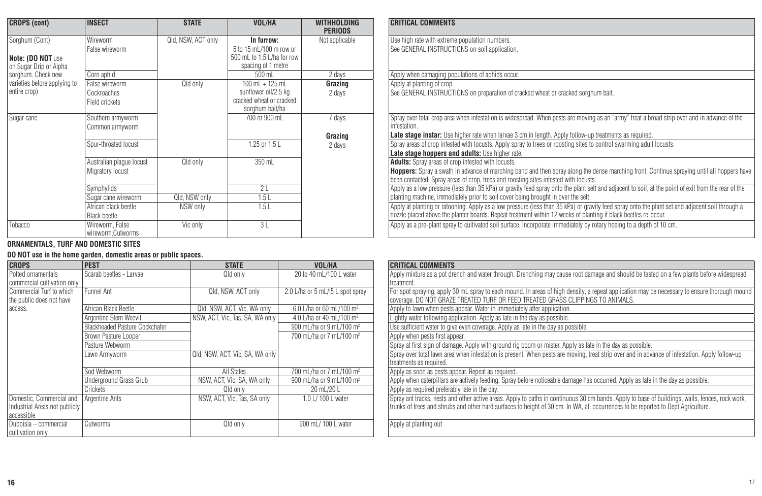| CROPS (cont) | INSECT | STATE | VOL/HA | WITHHOLDING PERIODS | CRITICAL COMMENTS |
|---|---|---|---|---|---|
| Sorghum (Cont) **Note: (DO NOT** use on Sugar Drip or Alpha sorghum. Check new varieties before applying to entire crop) | Wireworm False wireworm | Qld, NSW, ACT only | **In furrow:** 5 to 15 mL/100 m row or 500 mL to 1.5 L/ha for row spacing of 1 metre | Not applicable | Use high rate with extreme population numbers. See GENERAL INSTRUCTIONS on soil application. |
| | Corn aphid | | 500 mL | 2 days | Apply when damaging populations of aphids occur. |
| | False wireworm Cockroaches Field crickets | Qld only | 100 mL + 125 mL sunflower oil/2.5 kg cracked wheat or cracked sorghum bait/ha | **Grazing** 2 days | Apply at planting of crop. See GENERAL INSTRUCTIONS on preparation of cracked wheat or cracked sorghum bait. |
| Sugar cane | Southern armyworm Common armyworm | | 700 or 900 mL | 7 days **Grazing** 2 days | Spray over total crop area when infestation is widespread. When pests are moving as an "army" treat a broad strip over and in advance of the infestation. **Late stage instar:** Use higher rate when larvae 3 cm in length. Apply follow-up treatments as required. |
| | Spur-throated locust | | 1.25 or 1.5 L | | Spray areas of crop infested with locusts. Apply spray to trees or roosting sites to control swarming adult locusts. **Late stage hoppers and adults:** Use higher rate. |
| | Australian plague locust Migratory locust | Qld only | 350 mL | | **Adults:** Spray areas of crop infested with locusts. **Hoppers:** Spray a swath in advance of marching band and then spray along the dense marching front. Continue spraying until all hoppers have been contacted. Spray areas of crop, trees and roosting sites infested with locusts. |
| | Symphylids | | 2 L | | Apply as a low pressure (less than 35 kPa) or gravity feed spray onto the plant sett and adjacent to soil, at the point of exit from the rear of the planting machine, immediately prior to soil cover being brought in over the sett. |
| | Sugar cane wireworm | Qld, NSW only | 1.5 L | | |
| | African black beetle Black beetle | NSW only | 1.5 L | | Apply at planting or ratooning. Apply as a low pressure (less than 35 kPa) or gravity feed spray onto the plant set and adjacent soil through a nozzle placed above the planter boards. Repeat treatment within 12 weeks of planting if black beetles re-occur. |
| Tobacco | Wireworm, False wireworm,Cutworms | Vic only | 3 L | | Apply as a pre-plant spray to cultivated soil surface. Incorporate immediately by rotary hoeing to a depth of 10 cm. |

**ORNAMENTALS, TURF AND DOMESTIC SITES**

**DO NOT use in the home garden, domestic areas or public spaces.**

| CROPS | PEST | STATE | VOL/HA | CRITICAL COMMENTS |
|---|---|---|---|---|
| Potted ornamentals commercial cultivation only | Scarab beetles - Larvae | Qld only | 20 to 40 mL/100 L water | Apply mixture as a pot drench and water through. Drenching may cause root damage and should be tested on a few plants before widespread treatment. |
| Commercial Turf to which the public does not have access. | Funnel Ant | Qld, NSW, ACT only | 2.0 L/ha or 5 mL/l5 L spot spray | For spot spraying, apply 30 mL spray to each mound. In areas of high density, a repeat application may be necessary to ensure thorough mound coverage. DO NOT GRAZE TREATED TURF OR FEED TREATED GRASS CLIPPINGS TO ANIMALS. |
| | African Black Beetle | Qld, NSW, ACT, Vic, WA only | 6.0 L/ha or 60 mL/100 m² | Apply to lawn when pests appear. Water in immediately after application. |
| | Argentine Stem Weevil | NSW, ACT, Vic, Tas, SA, WA only | 4.0 L/ha or 40 mL/100 m² | Lightly water following application. Apply as late in the day as possible. |
| | Blackheaded Pasture Cockchafer | | 900 mL/ha or 9 mL/100 m² | Use sufficient water to give even coverage. Apply as late in the day as possible. |
| | Brown Pasture Looper | | 700 mL/ha or 7 mL/100 m² | Apply when pests first appear. |
| | Pasture Webworm | | | Spray at first sign of damage. Apply with ground rig boom or mister. Apply as late in the day as possible. |
| | Lawn Armyworm | Qld, NSW, ACT, Vic, SA, WA only | | Spray over total lawn area when infestation is present. When pests are moving, treat strip over and in advance of infestation. Apply follow-up treatments as required. |
| | Sod Webworm | All States | 700 mL/ha or 7 mL/100 m² | Apply as soon as pests appear. Repeat as required. |
| | Underground Grass Grub | NSW, ACT, Vic, SA, WA only | 900 mL/ha or 9 mL/100 m² | Apply when caterpillars are actively feeding. Spray before noticeable damage has occurred. Apply as late in the day as possible. |
| | Crickets | Qld only | 20 mL/20 L | Apply as required preferably late in the day. |
| Domestic, Commercial and Industrial Areas not publicly accessible | Argentine Ants | NSW, ACT, Vic, Tas, SA only | 1.0 L/ 100 L water | Spray ant tracks, nests and other active areas. Apply to paths in continuous 30 cm bands. Apply to base of buildings, walls, fences, rock work, trunks of trees and shrubs and other hard surfaces to height of 30 cm. In WA, all occurrences to be reported to Dept Agriculture. |
| Duboisia – commercial cultivation only | Cutworms | Qld only | 900 mL/ 100 L water | Apply at planting out |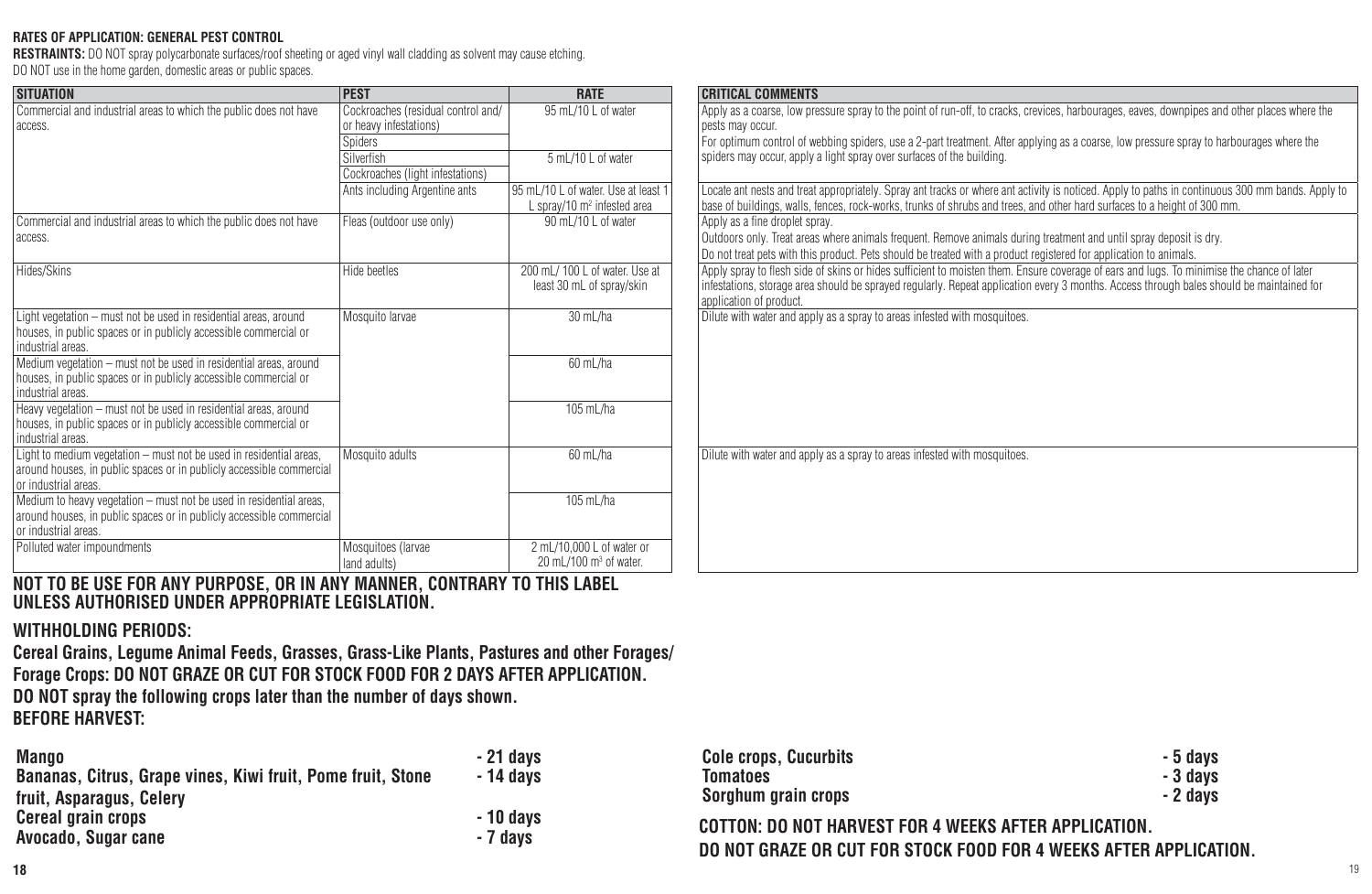**RATES OF APPLICATION: GENERAL PEST CONTROL**

**RESTRAINTS:** DO NOT spray polycarbonate surfaces/roof sheeting or aged vinyl wall cladding as solvent may cause etching.
DO NOT use in the home garden, domestic areas or public spaces.

| SITUATION | PEST | RATE | CRITICAL COMMENTS |
|---|---|---|---|
| Commercial and industrial areas to which the public does not have access. | Cockroaches (residual control and/ or heavy infestations) | 95 mL/10 L of water | Apply as a coarse, low pressure spray to the point of run-off, to cracks, crevices, harbourages, eaves, downpipes and other places where the pests may occur. For optimum control of webbing spiders, use a 2-part treatment. After applying as a coarse, low pressure spray to harbourages where the spiders may occur, apply a light spray over surfaces of the building. |
| | Spiders | | |
| | Silverfish | 5 mL/10 L of water | |
| | Cockroaches (light infestations) | | |
| | Ants including Argentine ants | 95 mL/10 L of water. Use at least 1 L spray/10 $m^2$ infested area | Locate ant nests and treat appropriately. Spray ant tracks or where ant activity is noticed. Apply to paths in continuous 300 mm bands. Apply to base of buildings, walls, fences, rock-works, trunks of shrubs and trees, and other hard surfaces to a height of 300 mm. |
| Commercial and industrial areas to which the public does not have access. | Fleas (outdoor use only) | 90 mL/10 L of water | Apply as a fine droplet spray. Outdoors only. Treat areas where animals frequent. Remove animals during treatment and until spray deposit is dry. Do not treat pets with this product. Pets should be treated with a product registered for application to animals. |
| Hides/Skins | Hide beetles | 200 mL/ 100 L of water. Use at least 30 mL of spray/skin | Apply spray to flesh side of skins or hides sufficient to moisten them. Ensure coverage of ears and lugs. To minimise the chance of later infestations, storage area should be sprayed regularly. Repeat application every 3 months. Access through bales should be maintained for application of product. |
| Light vegetation – must not be used in residential areas, around houses, in public spaces or in publicly accessible commercial or industrial areas. | Mosquito larvae | 30 mL/ha | Dilute with water and apply as a spray to areas infested with mosquitoes. |
| Medium vegetation – must not be used in residential areas, around houses, in public spaces or in publicly accessible commercial or industrial areas. | | 60 mL/ha | |
| Heavy vegetation – must not be used in residential areas, around houses, in public spaces or in publicly accessible commercial or industrial areas. | | 105 mL/ha | |
| Light to medium vegetation – must not be used in residential areas, around houses, in public spaces or in publicly accessible commercial or industrial areas. | Mosquito adults | 60 mL/ha | Dilute with water and apply as a spray to areas infested with mosquitoes. |
| Medium to heavy vegetation – must not be used in residential areas, around houses, in public spaces or in publicly accessible commercial or industrial areas. | | 105 mL/ha | |
| Polluted water impoundments | Mosquitoes (larvae land adults) | 2 mL/10,000 L of water or 20 mL/100 $m^3$ of water. | |

**NOT TO BE USE FOR ANY PURPOSE, OR IN ANY MANNER, CONTRARY TO THIS LABEL UNLESS AUTHORISED UNDER APPROPRIATE LEGISLATION.**

**WITHHOLDING PERIODS:**

**Cereal Grains, Legume Animal Feeds, Grasses, Grass-Like Plants, Pastures and other Forages/ Forage Crops: DO NOT GRAZE OR CUT FOR STOCK FOOD FOR 2 DAYS AFTER APPLICATION.**
**DO NOT spray the following crops later than the number of days shown.**
**BEFORE HARVEST:**

| | |
|---|---|
| **Mango** | **- 21 days** |
| **Bananas, Citrus, Grape vines, Kiwi fruit, Pome fruit, Stone fruit, Asparagus, Celery** | **- 14 days** |
| **Cereal grain crops** | **- 10 days** |
| **Avocado, Sugar cane** | **- 7 days** |
| **Cole crops, Cucurbits** | **- 5 days** |
| **Tomatoes** | **- 3 days** |
| **Sorghum grain crops** | **- 2 days** |

**COTTON: DO NOT HARVEST FOR 4 WEEKS AFTER APPLICATION.**
**DO NOT GRAZE OR CUT FOR STOCK FOOD FOR 4 WEEKS AFTER APPLICATION.**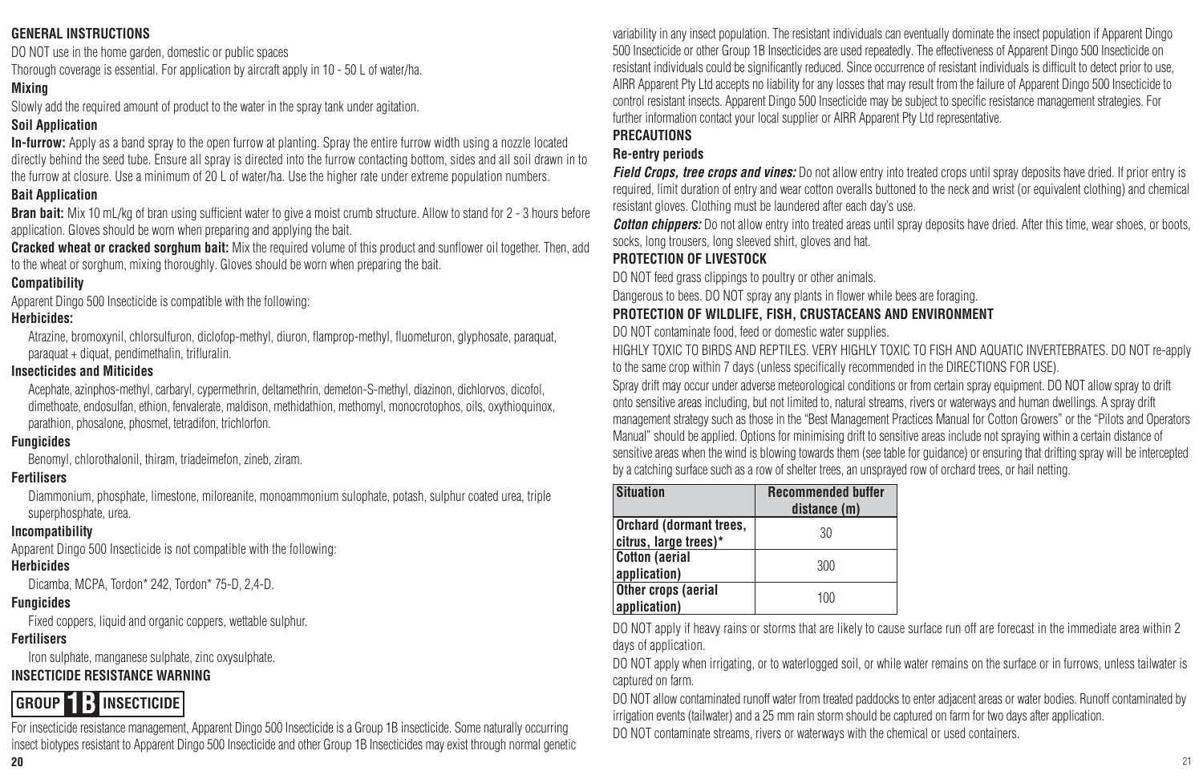## GENERAL INSTRUCTIONS

DO NOT use in the home garden, domestic or public spaces

Thorough coverage is essential. For application by aircraft apply in 10 - 50 L of water/ha.

### Mixing

Slowly add the required amount of product to the water in the spray tank under agitation.

### Soil Application

**In-furrow:** Apply as a band spray to the open furrow at planting. Spray the entire furrow width using a nozzle located directly behind the seed tube. Ensure all spray is directed into the furrow contacting bottom, sides and all soil drawn in to the furrow at closure. Use a minimum of 20 L of water/ha. Use the higher rate under extreme population numbers.

### Bait Application

**Bran bait:** Mix 10 mL/kg of bran using sufficient water to give a moist crumb structure. Allow to stand for 2 - 3 hours before application. Gloves should be worn when preparing and applying the bait.

**Cracked wheat or cracked sorghum bait:** Mix the required volume of this product and sunflower oil together. Then, add to the wheat or sorghum, mixing thoroughly. Gloves should be worn when preparing the bait.

### Compatibility

Apparent Dingo 500 Insecticide is compatible with the following:

#### Herbicides:

Atrazine, bromoxynil, chlorsulfuron, diclofop-methyl, diuron, flamprop-methyl, fluometuron, glyphosate, paraquat, paraquat + diquat, pendimethalin, trifluralin.

#### Insecticides and Miticides

Acephate, azinphos-methyl, carbaryl, cypermethrin, deltamethrin, demeton-S-methyl, diazinon, dichlorvos, dicofol, dimethoate, endosulfan, ethion, fenvalerate, maldison, methidathion, methomyl, monocrotophos, oils, oxythioquinox, parathion, phosalone, phosmet, tetradifon, trichlorfon.

#### Fungicides

Benomyl, chlorothalonil, thiram, triadeimefon, zineb, ziram.

#### Fertilisers

Diammonium, phosphate, limestone, miloreanite, monoammonium sulophate, potash, sulphur coated urea, triple superphosphate, urea.

### Incompatibility

Apparent Dingo 500 Insecticide is not compatible with the following:

#### Herbicides

Dicamba, MCPA, Tordon* 242, Tordon* 75-D, 2,4-D.

#### Fungicides

Fixed coppers, liquid and organic coppers, wettable sulphur.

#### Fertilisers

Iron sulphate, manganese sulphate, zinc oxysulphate.

### INSECTICIDE RESISTANCE WARNING

**GROUP 1B INSECTICIDE**

For insecticide resistance management, Apparent Dingo 500 Insecticide is a Group 1B insecticide. Some naturally occurring insect biotypes resistant to Apparent Dingo 500 Insecticide and other Group 1B Insecticides may exist through normal genetic variability in any insect population. The resistant individuals can eventually dominate the insect population if Apparent Dingo 500 Insecticide or other Group 1B Insecticides are used repeatedly. The effectiveness of Apparent Dingo 500 Insecticide on resistant individuals could be significantly reduced. Since occurrence of resistant individuals is difficult to detect prior to use, AIRR Apparent Pty Ltd accepts no liability for any losses that may result from the failure of Apparent Dingo 500 Insecticide to control resistant insects. Apparent Dingo 500 Insecticide may be subject to specific resistance management strategies. For further information contact your local supplier or AIRR Apparent Pty Ltd representative.

## PRECAUTIONS

### Re-entry periods

***Field Crops, tree crops and vines:*** Do not allow entry into treated crops until spray deposits have dried. If prior entry is required, limit duration of entry and wear cotton overalls buttoned to the neck and wrist (or equivalent clothing) and chemical resistant gloves. Clothing must be laundered after each day's use.

***Cotton chippers:*** Do not allow entry into treated areas until spray deposits have dried. After this time, wear shoes, or boots, socks, long trousers, long sleeved shirt, gloves and hat.

## PROTECTION OF LIVESTOCK

DO NOT feed grass clippings to poultry or other animals.

Dangerous to bees. DO NOT spray any plants in flower while bees are foraging.

## PROTECTION OF WILDLIFE, FISH, CRUSTACEANS AND ENVIRONMENT

DO NOT contaminate food, feed or domestic water supplies.

HIGHLY TOXIC TO BIRDS AND REPTILES. VERY HIGHLY TOXIC TO FISH AND AQUATIC INVERTEBRATES. DO NOT re-apply to the same crop within 7 days (unless specifically recommended in the DIRECTIONS FOR USE).

Spray drift may occur under adverse meteorological conditions or from certain spray equipment. DO NOT allow spray to drift onto sensitive areas including, but not limited to, natural streams, rivers or waterways and human dwellings. A spray drift management strategy such as those in the "Best Management Practices Manual for Cotton Growers" or the "Pilots and Operators Manual" should be applied. Options for minimising drift to sensitive areas include not spraying within a certain distance of sensitive areas when the wind is blowing towards them (see table for guidance) or ensuring that drifting spray will be intercepted by a catching surface such as a row of shelter trees, an unsprayed row of orchard trees, or hail netting.

| Situation | Recommended buffer distance (m) |
|---|---|
| Orchard (dormant trees, citrus, large trees)* | 30 |
| Cotton (aerial application) | 300 |
| Other crops (aerial application) | 100 |

DO NOT apply if heavy rains or storms that are likely to cause surface run off are forecast in the immediate area within 2 days of application.

DO NOT apply when irrigating, or to waterlogged soil, or while water remains on the surface or in furrows, unless tailwater is captured on farm.

DO NOT allow contaminated runoff water from treated paddocks to enter adjacent areas or water bodies. Runoff contaminated by irrigation events (tailwater) and a 25 mm rain storm should be captured on farm for two days after application.

DO NOT contaminate streams, rivers or waterways with the chemical or used containers.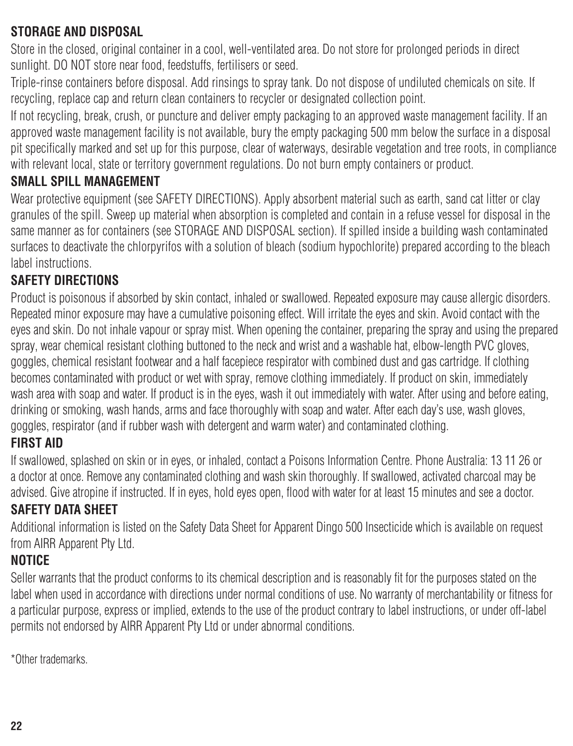## STORAGE AND DISPOSAL

Store in the closed, original container in a cool, well-ventilated area. Do not store for prolonged periods in direct sunlight. DO NOT store near food, feedstuffs, fertilisers or seed.

Triple-rinse containers before disposal. Add rinsings to spray tank. Do not dispose of undiluted chemicals on site. If recycling, replace cap and return clean containers to recycler or designated collection point.

If not recycling, break, crush, or puncture and deliver empty packaging to an approved waste management facility. If an approved waste management facility is not available, bury the empty packaging 500 mm below the surface in a disposal pit specifically marked and set up for this purpose, clear of waterways, desirable vegetation and tree roots, in compliance with relevant local, state or territory government regulations. Do not burn empty containers or product.

## SMALL SPILL MANAGEMENT

Wear protective equipment (see SAFETY DIRECTIONS). Apply absorbent material such as earth, sand cat litter or clay granules of the spill. Sweep up material when absorption is completed and contain in a refuse vessel for disposal in the same manner as for containers (see STORAGE AND DISPOSAL section). If spilled inside a building wash contaminated surfaces to deactivate the chlorpyrifos with a solution of bleach (sodium hypochlorite) prepared according to the bleach label instructions.

## SAFETY DIRECTIONS

Product is poisonous if absorbed by skin contact, inhaled or swallowed. Repeated exposure may cause allergic disorders. Repeated minor exposure may have a cumulative poisoning effect. Will irritate the eyes and skin. Avoid contact with the eyes and skin. Do not inhale vapour or spray mist. When opening the container, preparing the spray and using the prepared spray, wear chemical resistant clothing buttoned to the neck and wrist and a washable hat, elbow-length PVC gloves, goggles, chemical resistant footwear and a half facepiece respirator with combined dust and gas cartridge. If clothing becomes contaminated with product or wet with spray, remove clothing immediately. If product on skin, immediately wash area with soap and water. If product is in the eyes, wash it out immediately with water. After using and before eating, drinking or smoking, wash hands, arms and face thoroughly with soap and water. After each day's use, wash gloves, goggles, respirator (and if rubber wash with detergent and warm water) and contaminated clothing.

## FIRST AID

If swallowed, splashed on skin or in eyes, or inhaled, contact a Poisons Information Centre. Phone Australia: 13 11 26 or a doctor at once. Remove any contaminated clothing and wash skin thoroughly. If swallowed, activated charcoal may be advised. Give atropine if instructed. If in eyes, hold eyes open, flood with water for at least 15 minutes and see a doctor.

## SAFETY DATA SHEET

Additional information is listed on the Safety Data Sheet for Apparent Dingo 500 Insecticide which is available on request from AIRR Apparent Pty Ltd.

## NOTICE

Seller warrants that the product conforms to its chemical description and is reasonably fit for the purposes stated on the label when used in accordance with directions under normal conditions of use. No warranty of merchantability or fitness for a particular purpose, express or implied, extends to the use of the product contrary to label instructions, or under off-label permits not endorsed by AIRR Apparent Pty Ltd or under abnormal conditions.

*Other trademarks.